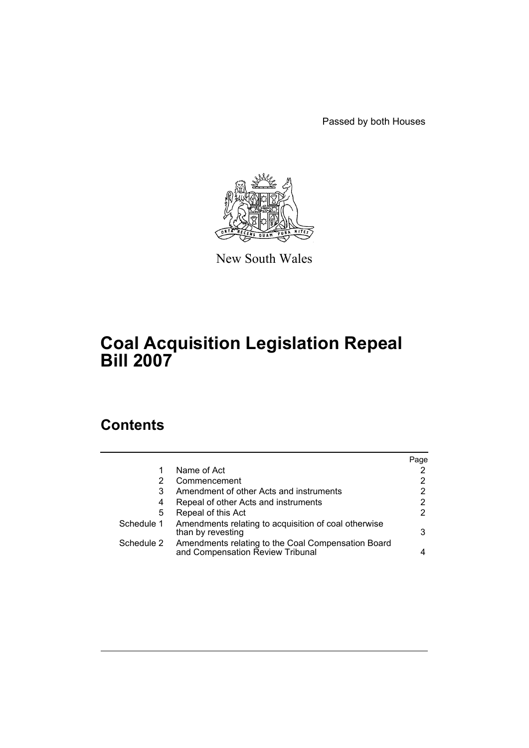Passed by both Houses

New South Wales

# Coal Acquisition Legislation Repeal Bill 2007

## Contents

| | | Page |
|---|---|---|
| 1 | Name of Act | 2 |
| 2 | Commencement | 2 |
| 3 | Amendment of other Acts and instruments | 2 |
| 4 | Repeal of other Acts and instruments | 2 |
| 5 | Repeal of this Act | 2 |
| Schedule 1 | Amendments relating to acquisition of coal otherwise than by revesting | 3 |
| Schedule 2 | Amendments relating to the Coal Compensation Board and Compensation Review Tribunal | 4 |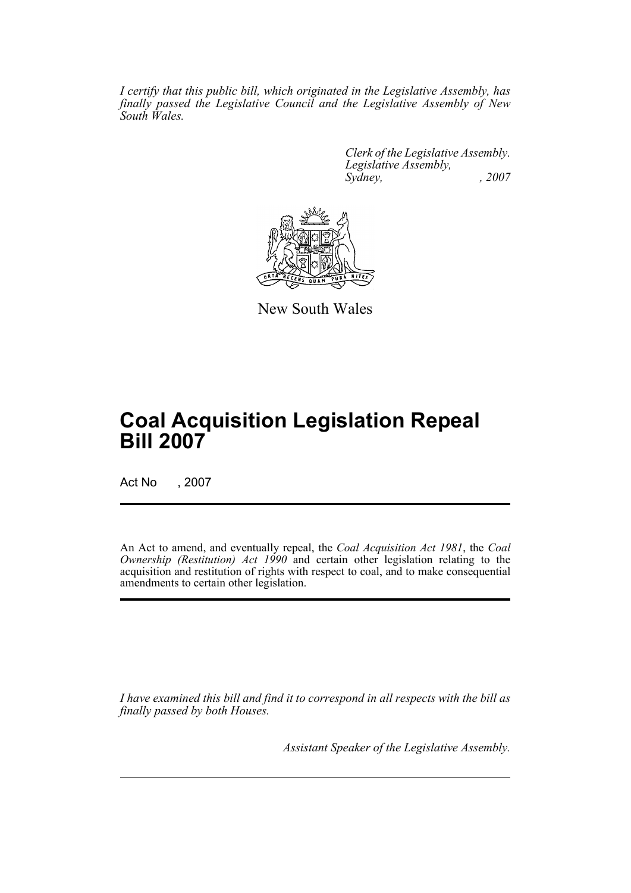*I certify that this public bill, which originated in the Legislative Assembly, has finally passed the Legislative Council and the Legislative Assembly of New South Wales.*

*Clerk of the Legislative Assembly.*
*Legislative Assembly,*
*Sydney, , 2007*

New South Wales

# Coal Acquisition Legislation Repeal Bill 2007

Act No , 2007

An Act to amend, and eventually repeal, the *Coal Acquisition Act 1981*, the *Coal Ownership (Restitution) Act 1990* and certain other legislation relating to the acquisition and restitution of rights with respect to coal, and to make consequential amendments to certain other legislation.

*I have examined this bill and find it to correspond in all respects with the bill as finally passed by both Houses.*

*Assistant Speaker of the Legislative Assembly.*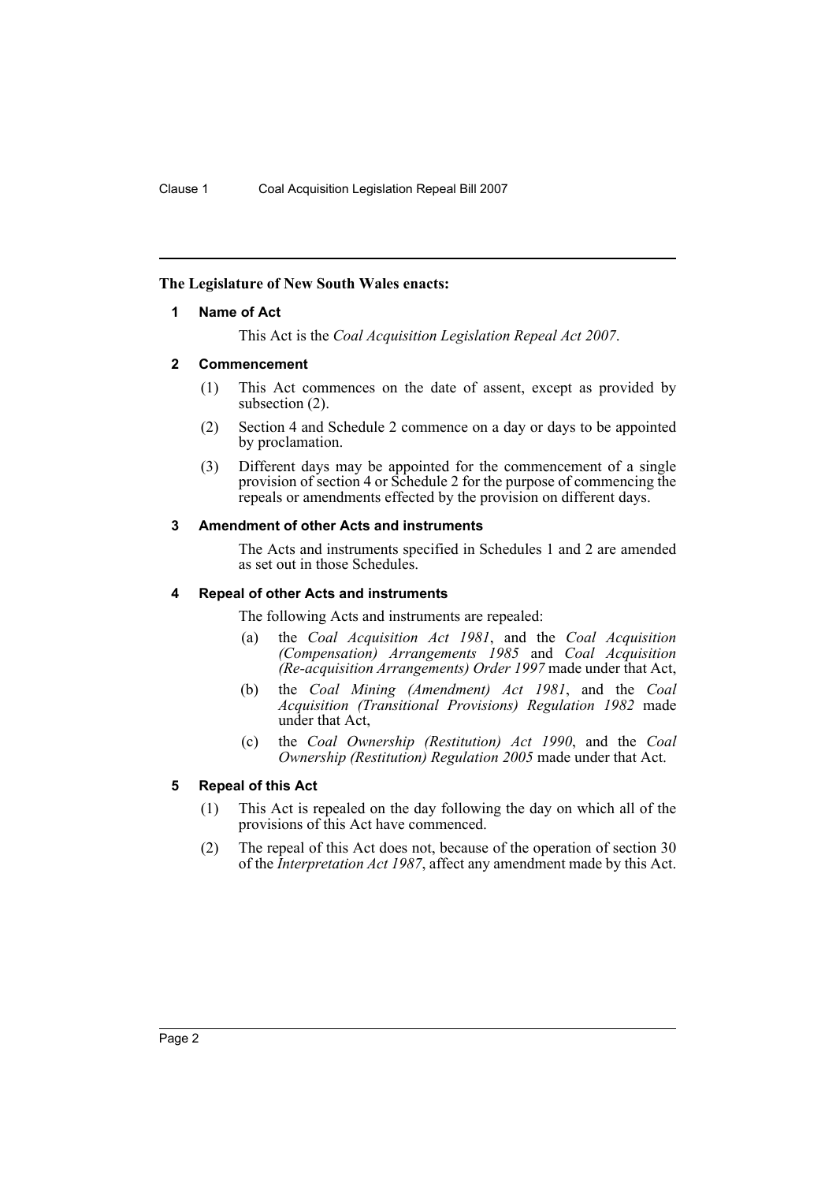**The Legislature of New South Wales enacts:**

## 1 Name of Act

This Act is the *Coal Acquisition Legislation Repeal Act 2007*.

## 2 Commencement

(1) This Act commences on the date of assent, except as provided by subsection (2).

(2) Section 4 and Schedule 2 commence on a day or days to be appointed by proclamation.

(3) Different days may be appointed for the commencement of a single provision of section 4 or Schedule 2 for the purpose of commencing the repeals or amendments effected by the provision on different days.

## 3 Amendment of other Acts and instruments

The Acts and instruments specified in Schedules 1 and 2 are amended as set out in those Schedules.

## 4 Repeal of other Acts and instruments

The following Acts and instruments are repealed:

(a) the *Coal Acquisition Act 1981*, and the *Coal Acquisition (Compensation) Arrangements 1985* and *Coal Acquisition (Re-acquisition Arrangements) Order 1997* made under that Act,

(b) the *Coal Mining (Amendment) Act 1981*, and the *Coal Acquisition (Transitional Provisions) Regulation 1982* made under that Act,

(c) the *Coal Ownership (Restitution) Act 1990*, and the *Coal Ownership (Restitution) Regulation 2005* made under that Act.

## 5 Repeal of this Act

(1) This Act is repealed on the day following the day on which all of the provisions of this Act have commenced.

(2) The repeal of this Act does not, because of the operation of section 30 of the *Interpretation Act 1987*, affect any amendment made by this Act.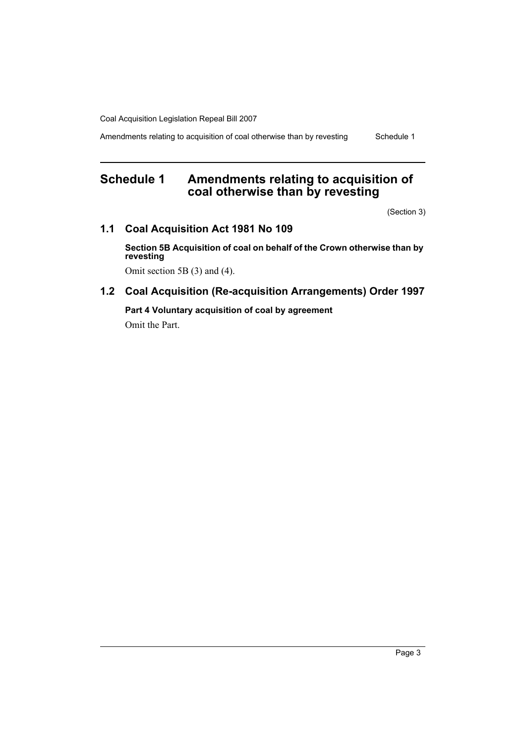# Schedule 1 Amendments relating to acquisition of coal otherwise than by revesting

(Section 3)

## 1.1 Coal Acquisition Act 1981 No 109

**Section 5B Acquisition of coal on behalf of the Crown otherwise than by revesting**

Omit section 5B (3) and (4).

## 1.2 Coal Acquisition (Re-acquisition Arrangements) Order 1997

**Part 4 Voluntary acquisition of coal by agreement**

Omit the Part.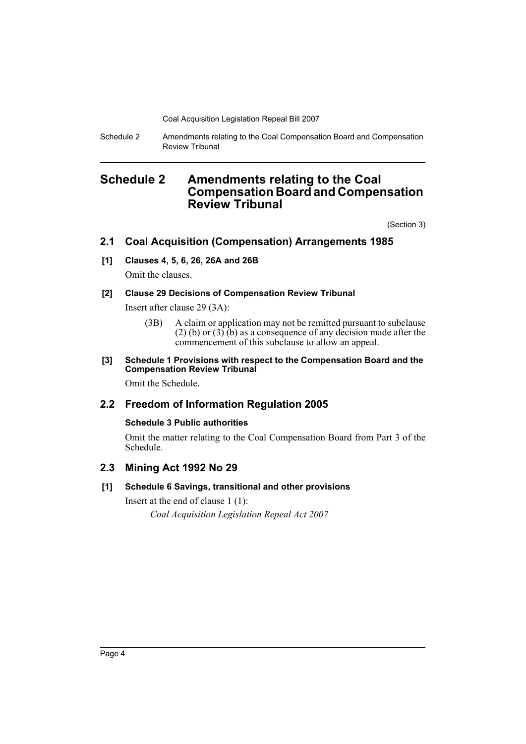# Schedule 2 Amendments relating to the Coal Compensation Board and Compensation Review Tribunal

(Section 3)

## 2.1 Coal Acquisition (Compensation) Arrangements 1985

### [1] Clauses 4, 5, 6, 26, 26A and 26B

Omit the clauses.

### [2] Clause 29 Decisions of Compensation Review Tribunal

Insert after clause 29 (3A):

> (3B) A claim or application may not be remitted pursuant to subclause (2) (b) or (3) (b) as a consequence of any decision made after the commencement of this subclause to allow an appeal.

### [3] Schedule 1 Provisions with respect to the Compensation Board and the Compensation Review Tribunal

Omit the Schedule.

## 2.2 Freedom of Information Regulation 2005

### Schedule 3 Public authorities

Omit the matter relating to the Coal Compensation Board from Part 3 of the Schedule.

## 2.3 Mining Act 1992 No 29

### [1] Schedule 6 Savings, transitional and other provisions

Insert at the end of clause 1 (1):

> *Coal Acquisition Legislation Repeal Act 2007*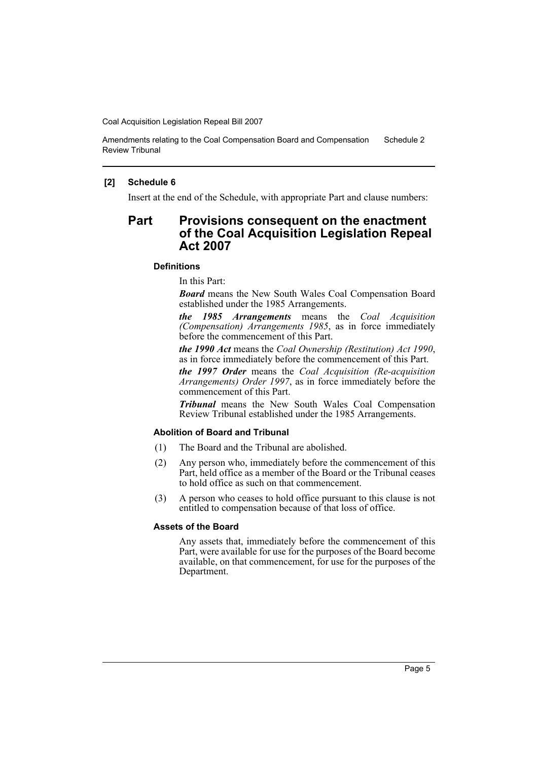**[2] Schedule 6**

Insert at the end of the Schedule, with appropriate Part and clause numbers:

## Part Provisions consequent on the enactment of the Coal Acquisition Legislation Repeal Act 2007

### Definitions

In this Part:

***Board*** means the New South Wales Coal Compensation Board established under the 1985 Arrangements.

***the 1985 Arrangements*** means the *Coal Acquisition (Compensation) Arrangements 1985*, as in force immediately before the commencement of this Part.

***the 1990 Act*** means the *Coal Ownership (Restitution) Act 1990*, as in force immediately before the commencement of this Part.

***the 1997 Order*** means the *Coal Acquisition (Re-acquisition Arrangements) Order 1997*, as in force immediately before the commencement of this Part.

***Tribunal*** means the New South Wales Coal Compensation Review Tribunal established under the 1985 Arrangements.

### Abolition of Board and Tribunal

(1) The Board and the Tribunal are abolished.

(2) Any person who, immediately before the commencement of this Part, held office as a member of the Board or the Tribunal ceases to hold office as such on that commencement.

(3) A person who ceases to hold office pursuant to this clause is not entitled to compensation because of that loss of office.

### Assets of the Board

Any assets that, immediately before the commencement of this Part, were available for use for the purposes of the Board become available, on that commencement, for use for the purposes of the Department.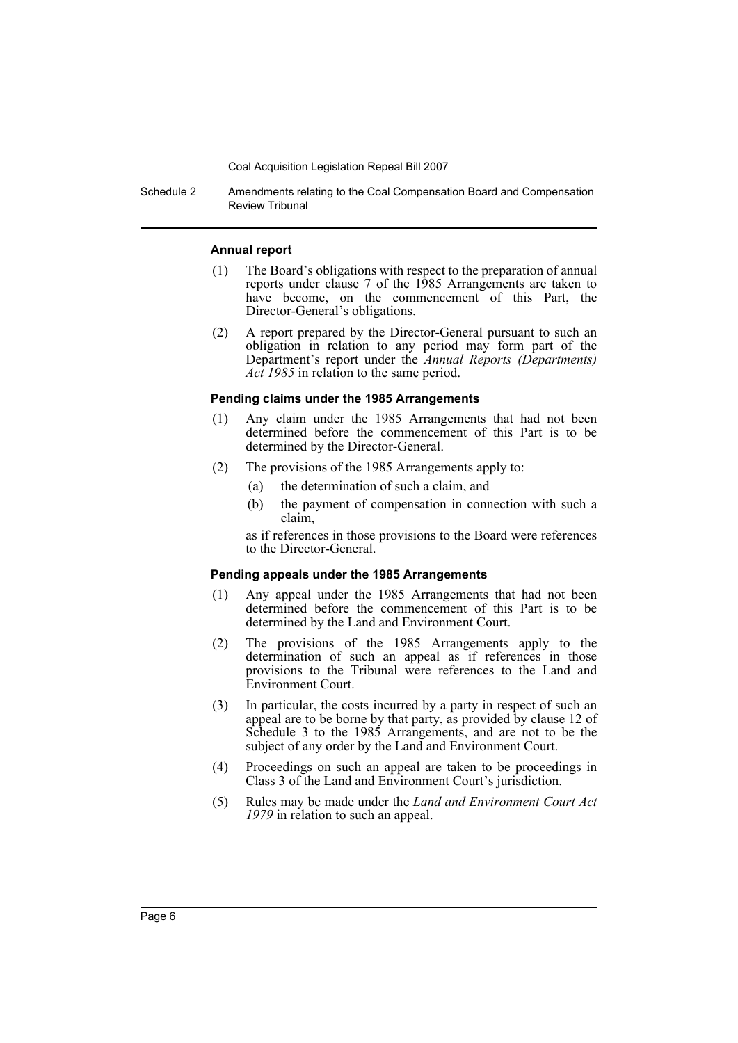#### Annual report

(1) The Board's obligations with respect to the preparation of annual reports under clause 7 of the 1985 Arrangements are taken to have become, on the commencement of this Part, the Director-General's obligations.

(2) A report prepared by the Director-General pursuant to such an obligation in relation to any period may form part of the Department's report under the *Annual Reports (Departments) Act 1985* in relation to the same period.

#### Pending claims under the 1985 Arrangements

(1) Any claim under the 1985 Arrangements that had not been determined before the commencement of this Part is to be determined by the Director-General.

(2) The provisions of the 1985 Arrangements apply to:

(a) the determination of such a claim, and

(b) the payment of compensation in connection with such a claim,

as if references in those provisions to the Board were references to the Director-General.

#### Pending appeals under the 1985 Arrangements

(1) Any appeal under the 1985 Arrangements that had not been determined before the commencement of this Part is to be determined by the Land and Environment Court.

(2) The provisions of the 1985 Arrangements apply to the determination of such an appeal as if references in those provisions to the Tribunal were references to the Land and Environment Court.

(3) In particular, the costs incurred by a party in respect of such an appeal are to be borne by that party, as provided by clause 12 of Schedule 3 to the 1985 Arrangements, and are not to be the subject of any order by the Land and Environment Court.

(4) Proceedings on such an appeal are taken to be proceedings in Class 3 of the Land and Environment Court's jurisdiction.

(5) Rules may be made under the *Land and Environment Court Act 1979* in relation to such an appeal.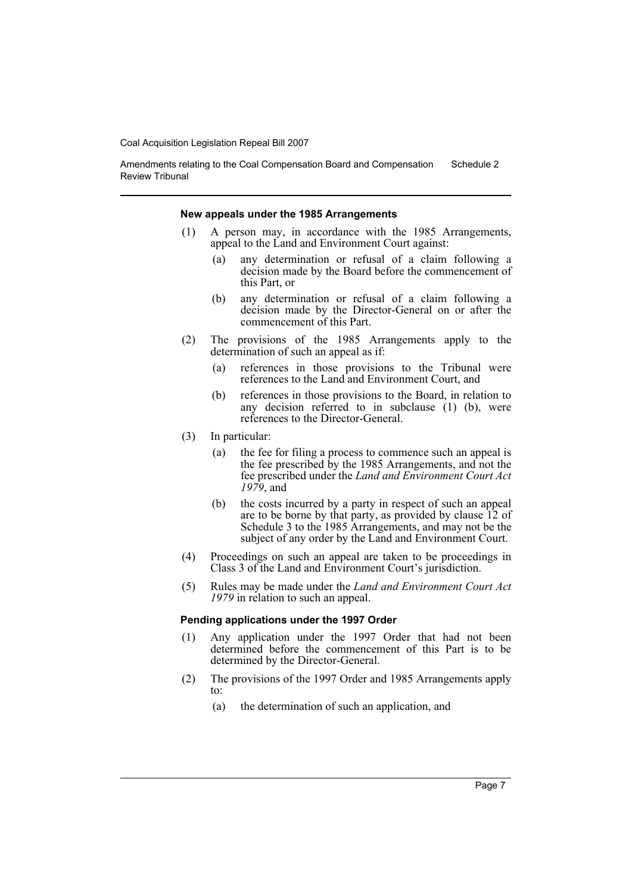#### New appeals under the 1985 Arrangements

(1) A person may, in accordance with the 1985 Arrangements, appeal to the Land and Environment Court against:

- (a) any determination or refusal of a claim following a decision made by the Board before the commencement of this Part, or
- (b) any determination or refusal of a claim following a decision made by the Director-General on or after the commencement of this Part.

(2) The provisions of the 1985 Arrangements apply to the determination of such an appeal as if:

- (a) references in those provisions to the Tribunal were references to the Land and Environment Court, and
- (b) references in those provisions to the Board, in relation to any decision referred to in subclause (1) (b), were references to the Director-General.

(3) In particular:

- (a) the fee for filing a process to commence such an appeal is the fee prescribed by the 1985 Arrangements, and not the fee prescribed under the *Land and Environment Court Act 1979*, and
- (b) the costs incurred by a party in respect of such an appeal are to be borne by that party, as provided by clause 12 of Schedule 3 to the 1985 Arrangements, and may not be the subject of any order by the Land and Environment Court.

(4) Proceedings on such an appeal are taken to be proceedings in Class 3 of the Land and Environment Court's jurisdiction.

(5) Rules may be made under the *Land and Environment Court Act 1979* in relation to such an appeal.

#### Pending applications under the 1997 Order

(1) Any application under the 1997 Order that had not been determined before the commencement of this Part is to be determined by the Director-General.

(2) The provisions of the 1997 Order and 1985 Arrangements apply to:

- (a) the determination of such an application, and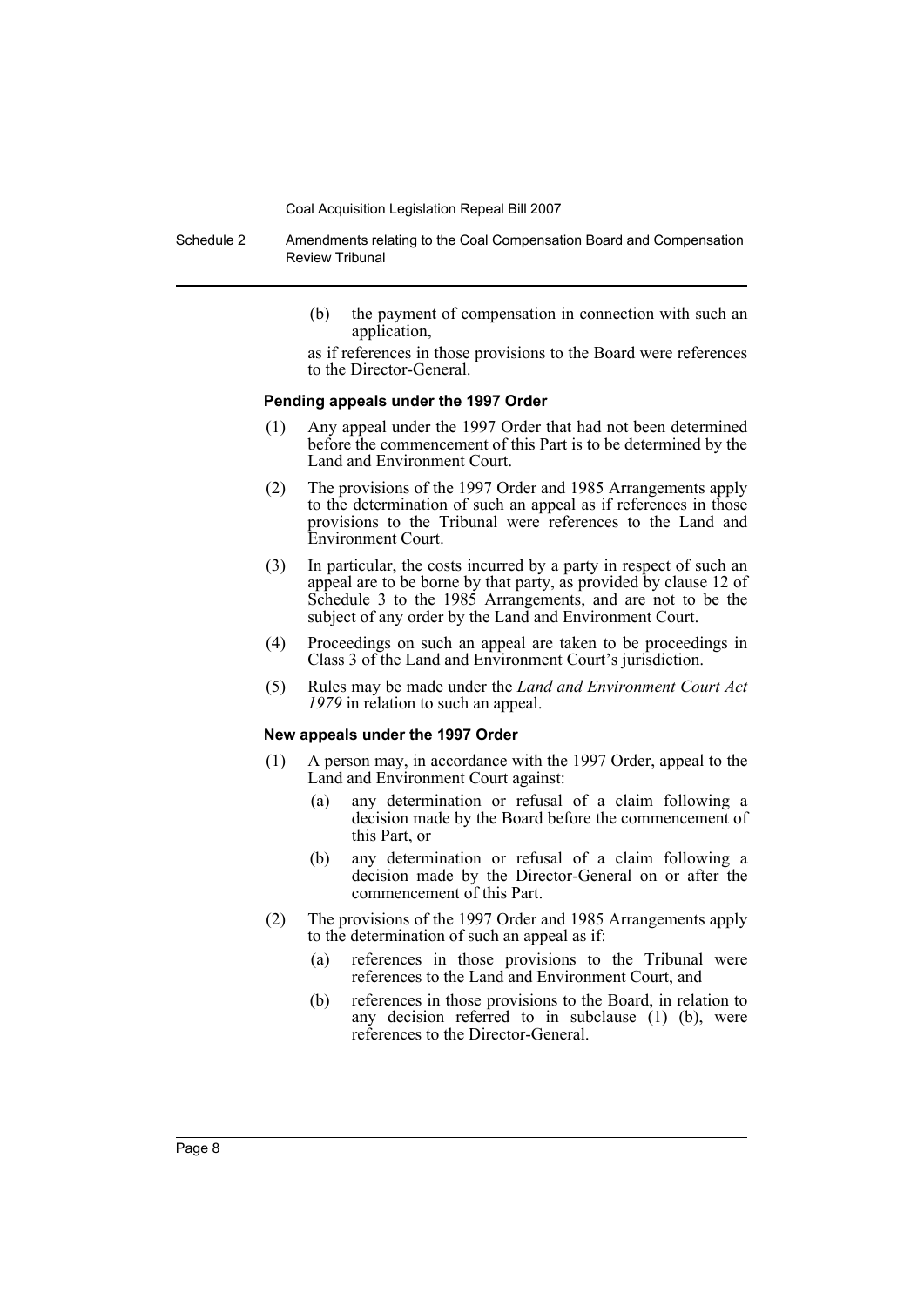(b) the payment of compensation in connection with such an application,

as if references in those provisions to the Board were references to the Director-General.

**Pending appeals under the 1997 Order**

(1) Any appeal under the 1997 Order that had not been determined before the commencement of this Part is to be determined by the Land and Environment Court.

(2) The provisions of the 1997 Order and 1985 Arrangements apply to the determination of such an appeal as if references in those provisions to the Tribunal were references to the Land and Environment Court.

(3) In particular, the costs incurred by a party in respect of such an appeal are to be borne by that party, as provided by clause 12 of Schedule 3 to the 1985 Arrangements, and are not to be the subject of any order by the Land and Environment Court.

(4) Proceedings on such an appeal are taken to be proceedings in Class 3 of the Land and Environment Court's jurisdiction.

(5) Rules may be made under the *Land and Environment Court Act 1979* in relation to such an appeal.

**New appeals under the 1997 Order**

(1) A person may, in accordance with the 1997 Order, appeal to the Land and Environment Court against:

- (a) any determination or refusal of a claim following a decision made by the Board before the commencement of this Part, or
- (b) any determination or refusal of a claim following a decision made by the Director-General on or after the commencement of this Part.

(2) The provisions of the 1997 Order and 1985 Arrangements apply to the determination of such an appeal as if:

- (a) references in those provisions to the Tribunal were references to the Land and Environment Court, and
- (b) references in those provisions to the Board, in relation to any decision referred to in subclause (1) (b), were references to the Director-General.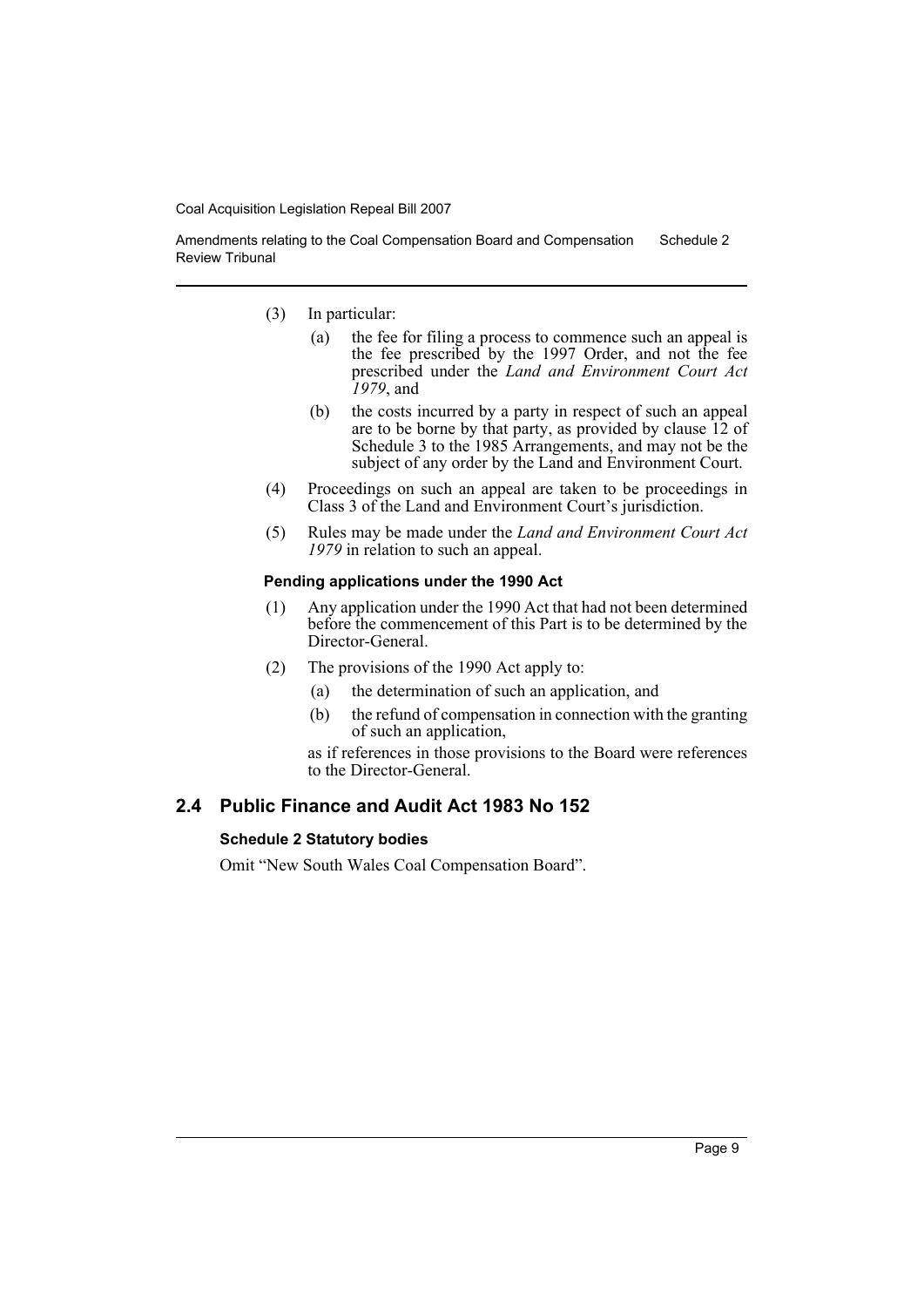(3) In particular:

(a) the fee for filing a process to commence such an appeal is the fee prescribed by the 1997 Order, and not the fee prescribed under the *Land and Environment Court Act 1979*, and

(b) the costs incurred by a party in respect of such an appeal are to be borne by that party, as provided by clause 12 of Schedule 3 to the 1985 Arrangements, and may not be the subject of any order by the Land and Environment Court.

(4) Proceedings on such an appeal are taken to be proceedings in Class 3 of the Land and Environment Court's jurisdiction.

(5) Rules may be made under the *Land and Environment Court Act 1979* in relation to such an appeal.

**Pending applications under the 1990 Act**

(1) Any application under the 1990 Act that had not been determined before the commencement of this Part is to be determined by the Director-General.

(2) The provisions of the 1990 Act apply to:

(a) the determination of such an application, and

(b) the refund of compensation in connection with the granting of such an application,

as if references in those provisions to the Board were references to the Director-General.

## 2.4 Public Finance and Audit Act 1983 No 152

**Schedule 2 Statutory bodies**

Omit "New South Wales Coal Compensation Board".